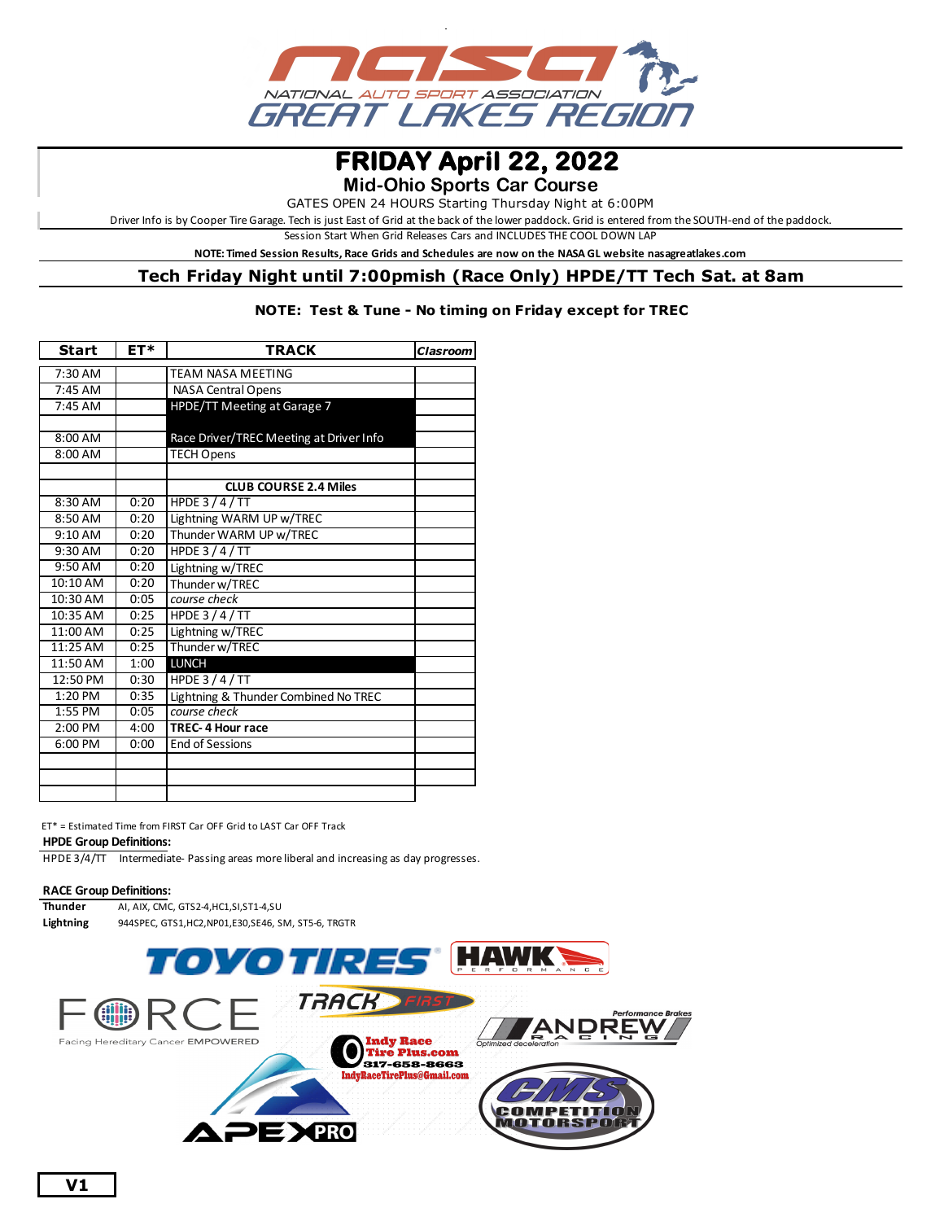# FRIDAY April 22, 2022

## Mid-Ohio Sports Car Course

GATES OPEN 24 HOURS Starting Thursday Night at 6:00PM

Driver Info is by Cooper Tire Garage. Tech is just East of Grid at the back of the lower paddock. Grid is entered from the SOUTH-end of the paddock.

Session Start When Grid Releases Cars and INCLUDES THE COOL DOWN LAP

**NOTE: Timed Session Results, Race Grids and Schedules are now on the NASA GL website nasagreatlakes.com**

**Tech Friday Night until 7:00pmish (Race Only) HPDE/TT Tech Sat. at 8am**

**NOTE: Test & Tune - No timing on Friday except for TREC**

| Start | ET* | TRACK | *Clasroom* |
|---|---|---|---|
| 7:30 AM | | TEAM NASA MEETING | |
| 7:45 AM | | NASA Central Opens | |
| 7:45 AM | | HPDE/TT Meeting at Garage 7 | |
| | | | |
| 8:00 AM | | Race Driver/TREC Meeting at Driver Info | |
| 8:00 AM | | TECH Opens | |
| | | | |
| | | **CLUB COURSE 2.4 Miles** | |
| 8:30 AM | 0:20 | HPDE 3 / 4 / TT | |
| 8:50 AM | 0:20 | Lightning WARM UP w/TREC | |
| 9:10 AM | 0:20 | Thunder WARM UP w/TREC | |
| 9:30 AM | 0:20 | HPDE 3 / 4 / TT | |
| 9:50 AM | 0:20 | Lightning w/TREC | |
| 10:10 AM | 0:20 | Thunder w/TREC | |
| 10:30 AM | 0:05 | *course check* | |
| 10:35 AM | 0:25 | HPDE 3 / 4 / TT | |
| 11:00 AM | 0:25 | Lightning w/TREC | |
| 11:25 AM | 0:25 | Thunder w/TREC | |
| 11:50 AM | 1:00 | LUNCH | |
| 12:50 PM | 0:30 | HPDE 3 / 4 / TT | |
| 1:20 PM | 0:35 | Lightning & Thunder Combined No TREC | |
| 1:55 PM | 0:05 | *course check* | |
| 2:00 PM | 4:00 | **TREC- 4 Hour race** | |
| 6:00 PM | 0:00 | End of Sessions | |

ET* = Estimated Time from FIRST Car OFF Grid to LAST Car OFF Track

**HPDE Group Definitions:**

HPDE 3/4/TT Intermediate- Passing areas more liberal and increasing as day progresses.

**RACE Group Definitions:**

**Thunder** AI, AIX, CMC, GTS2-4,HC1,SI,ST1-4,SU

**Lightning** 944SPEC, GTS1,HC2,NP01,E30,SE46, SM, ST5-6, TRGTR

Indy Race Tire Plus.com 317-658-8663 IndyRaceTirePlus@Gmail.com

V1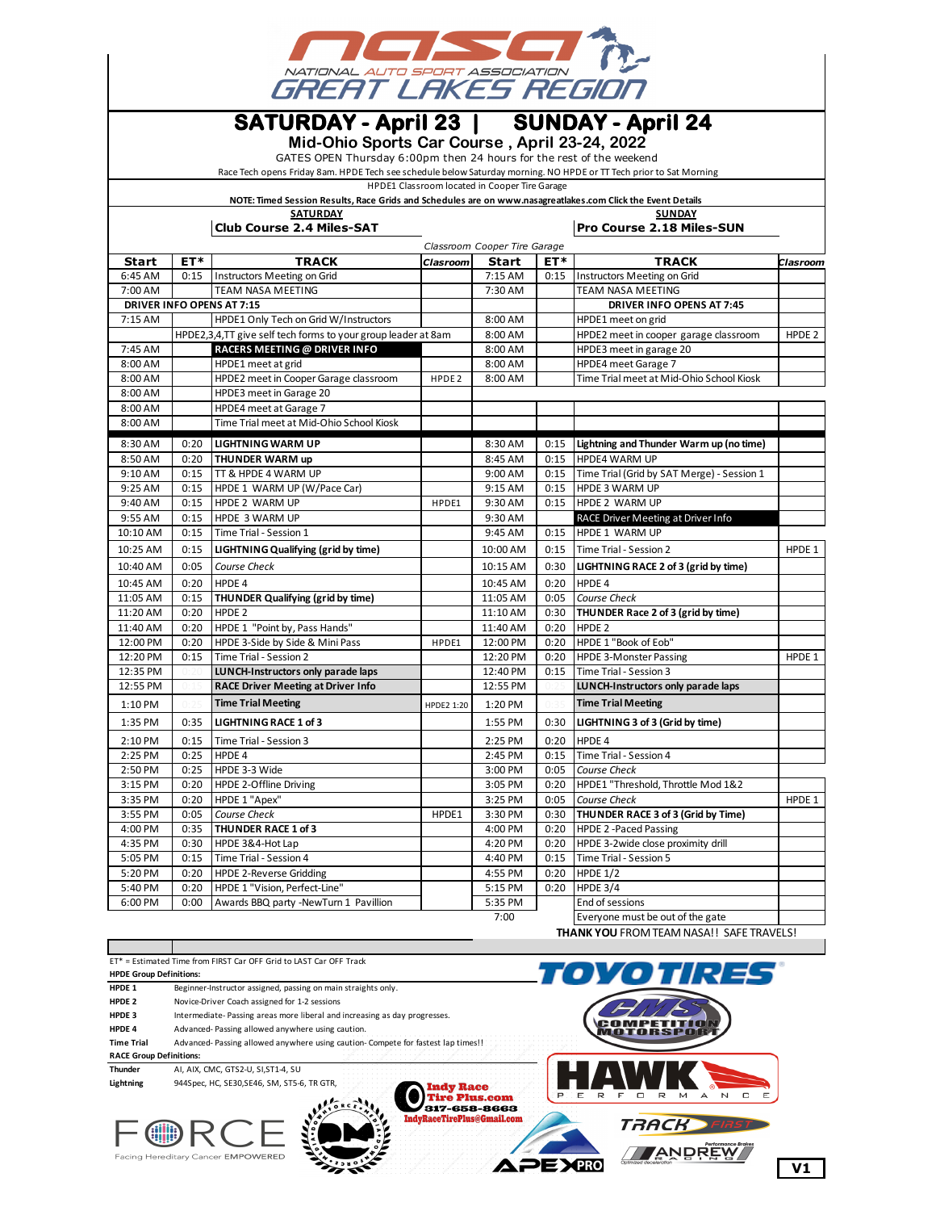# NASA — NATIONAL AUTO SPORT ASSOCIATION GREAT LAKES REGION

## SATURDAY - April 23 | SUNDAY - April 24

**Mid-Ohio Sports Car Course , April 23-24, 2022**

GATES OPEN Thursday 6:00pm then 24 hours for the rest of the weekend

Race Tech opens Friday 8am. HPDE Tech see schedule below Saturday morning. NO HPDE or TT Tech prior to Sat Morning

HPDE1 Classroom located in Cooper Tire Garage

**NOTE: Timed Session Results, Race Grids and Schedules are on www.nasagreatlakes.com Click the Event Details**

**SATURDAY** — **Club Course 2.4 Miles-SAT**

**SUNDAY** — **Pro Course 2.18 Miles-SUN**

*Classroom Cooper Tire Garage*

| Start | ET* | TRACK | Clasroom | Start | ET* | TRACK | Clasroom |
|---|---|---|---|---|---|---|---|
| 6:45 AM | 0:15 | Instructors Meeting on Grid | | 7:15 AM | 0:15 | Instructors Meeting on Grid | |
| 7:00 AM | | TEAM NASA MEETING | | 7:30 AM | | TEAM NASA MEETING | |
| **DRIVER INFO OPENS AT 7:15** | | | | | | **DRIVER INFO OPENS AT 7:45** | |
| 7:15 AM | | HPDE1 Only Tech on Grid W/Instructors | | 8:00 AM | | HPDE1 meet on grid | |
| | | HPDE2,3,4,TT give self tech forms to your group leader at 8am | | 8:00 AM | | HPDE2 meet in cooper garage classroom | HPDE 2 |
| 7:45 AM | | **RACERS MEETING @ DRIVER INFO** | | 8:00 AM | | HPDE3 meet in garage 20 | |
| 8:00 AM | | HPDE1 meet at grid | | 8:00 AM | | HPDE4 meet Garage 7 | |
| 8:00 AM | | HPDE2 meet in Cooper Garage classroom | HPDE 2 | 8:00 AM | | Time Trial meet at Mid-Ohio School Kiosk | |
| 8:00 AM | | HPDE3 meet in Garage 20 | | | | | |
| 8:00 AM | | HPDE4 meet at Garage 7 | | | | | |
| 8:00 AM | | Time Trial meet at Mid-Ohio School Kiosk | | | | | |
| 8:30 AM | 0:20 | **LIGHTNING WARM UP** | | 8:30 AM | 0:15 | **Lightning and Thunder Warm up (no time)** | |
| 8:50 AM | 0:20 | **THUNDER WARM up** | | 8:45 AM | 0:15 | HPDE4 WARM UP | |
| 9:10 AM | 0:15 | TT & HPDE 4 WARM UP | | 9:00 AM | 0:15 | Time Trial (Grid by SAT Merge) - Session 1 | |
| 9:25 AM | 0:15 | HPDE 1 WARM UP (W/Pace Car) | | 9:15 AM | 0:15 | HPDE 3 WARM UP | |
| 9:40 AM | 0:15 | HPDE 2 WARM UP | HPDE1 | 9:30 AM | 0:15 | HPDE 2 WARM UP | |
| 9:55 AM | 0:15 | HPDE 3 WARM UP | | 9:30 AM | | **RACE Driver Meeting at Driver Info** | |
| 10:10 AM | 0:15 | Time Trial - Session 1 | | 9:45 AM | 0:15 | HPDE 1 WARM UP | |
| 10:25 AM | 0:15 | **LIGHTNING Qualifying (grid by time)** | | 10:00 AM | 0:15 | Time Trial - Session 2 | HPDE 1 |
| 10:40 AM | 0:05 | *Course Check* | | 10:15 AM | 0:30 | **LIGHTNING RACE 2 of 3 (grid by time)** | |
| 10:45 AM | 0:20 | HPDE 4 | | 10:45 AM | 0:20 | HPDE 4 | |
| 11:05 AM | 0:15 | **THUNDER Qualifying (grid by time)** | | 11:05 AM | 0:05 | *Course Check* | |
| 11:20 AM | 0:20 | HPDE 2 | | 11:10 AM | 0:30 | **THUNDER Race 2 of 3 (grid by time)** | |
| 11:40 AM | 0:20 | HPDE 1 "Point by, Pass Hands" | | 11:40 AM | 0:20 | HPDE 2 | |
| 12:00 PM | 0:20 | HPDE 3-Side by Side & Mini Pass | HPDE1 | 12:00 PM | 0:20 | HPDE 1 "Book of Eob" | |
| 12:20 PM | 0:15 | Time Trial - Session 2 | | 12:20 PM | 0:20 | HPDE 3-Monster Passing | HPDE 1 |
| 12:35 PM | 0:20 | **LUNCH-Instructors only parade laps** | | 12:40 PM | 0:15 | Time Trial - Session 3 | |
| 12:55 PM | 0:15 | **RACE Driver Meeting at Driver Info** | | 12:55 PM | 0:25 | **LUNCH-Instructors only parade laps** | |
| 1:10 PM | 0:25 | **Time Trial Meeting** | HPDE2 1:20 | 1:20 PM | 0:35 | **Time Trial Meeting** | |
| 1:35 PM | 0:35 | **LIGHTNING RACE 1 of 3** | | 1:55 PM | 0:30 | **LIGHTNING 3 of 3 (Grid by time)** | |
| 2:10 PM | 0:15 | Time Trial - Session 3 | | 2:25 PM | 0:20 | HPDE 4 | |
| 2:25 PM | 0:25 | HPDE 4 | | 2:45 PM | 0:15 | Time Trial - Session 4 | |
| 2:50 PM | 0:25 | HPDE 3-3 Wide | | 3:00 PM | 0:05 | *Course Check* | |
| 3:15 PM | 0:20 | HPDE 2-Offline Driving | | 3:05 PM | 0:20 | HPDE1 "Threshold, Throttle Mod 1&2 | |
| 3:35 PM | 0:20 | HPDE 1 "Apex" | | 3:25 PM | 0:05 | *Course Check* | HPDE 1 |
| 3:55 PM | 0:05 | *Course Check* | HPDE1 | 3:30 PM | 0:30 | **THUNDER RACE 3 of 3 (Grid by Time)** | |
| 4:00 PM | 0:35 | **THUNDER RACE 1 of 3** | | 4:00 PM | 0:20 | HPDE 2 -Paced Passing | |
| 4:35 PM | 0:30 | HPDE 3&4-Hot Lap | | 4:20 PM | 0:20 | HPDE 3-2wide close proximity drill | |
| 5:05 PM | 0:15 | Time Trial - Session 4 | | 4:40 PM | 0:15 | Time Trial - Session 5 | |
| 5:20 PM | 0:20 | HPDE 2-Reverse Gridding | | 4:55 PM | 0:20 | HPDE 1/2 | |
| 5:40 PM | 0:20 | HPDE 1 "Vision, Perfect-Line" | | 5:15 PM | 0:20 | HPDE 3/4 | |
| 6:00 PM | 0:00 | Awards BBQ party -NewTurn 1 Pavillion | | 5:35 PM | | End of sessions | |
| | | | | 7:00 | | Everyone must be out of the gate | |

**THANK YOU** FROM TEAM NASA!! SAFE TRAVELS!

ET* = Estimated Time from FIRST Car OFF Grid to LAST Car OFF Track

**HPDE Group Definitions:**

| | |
|---|---|
| **HPDE 1** | Beginner-Instructor assigned, passing on main straights only. |
| **HPDE 2** | Novice-Driver Coach assigned for 1-2 sessions |
| **HPDE 3** | Intermediate- Passing areas more liberal and increasing as day progresses. |
| **HPDE 4** | Advanced- Passing allowed anywhere using caution. |
| **Time Trial** | Advanced- Passing allowed anywhere using caution- Compete for fastest lap times!! |

**RACE Group Definitions:**

| | |
|---|---|
| **Thunder** | AI, AIX, CMC, GTS2-U, SI,ST1-4, SU |
| **Lightning** | 944Spec, HC, SE30,SE46, SM, ST5-6, TR GTR, |

TOYO TIRES — CMS Competition Motorsport — HAWK Performance — Indy Race Tire Plus.com 317-658-8663 IndyRaceTirePlus@Gmail.com — FORCE Facing Hereditary Cancer EMPOWERED — TRACK FIRST — ANDREW Racing — APEX PRO

V1